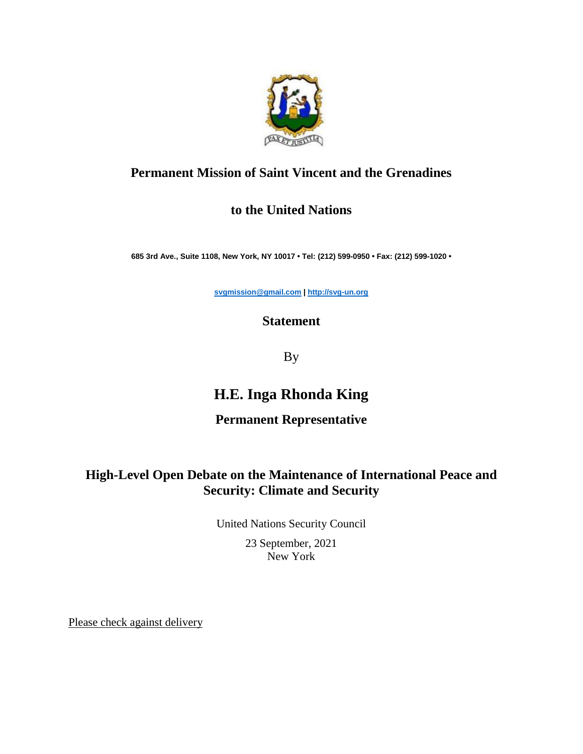**Permanent Mission of Saint Vincent and the Grenadines**

**to the United Nations**

**685 3rd Ave., Suite 1108, New York, NY 10017 • Tel: (212) 599-0950 • Fax: (212) 599-1020 •**

**svgmission@gmail.com | http://svg-un.org**

**Statement**

By

# H.E. Inga Rhonda King

**Permanent Representative**

## High-Level Open Debate on the Maintenance of International Peace and Security: Climate and Security

United Nations Security Council

23 September, 2021

New York

Please check against delivery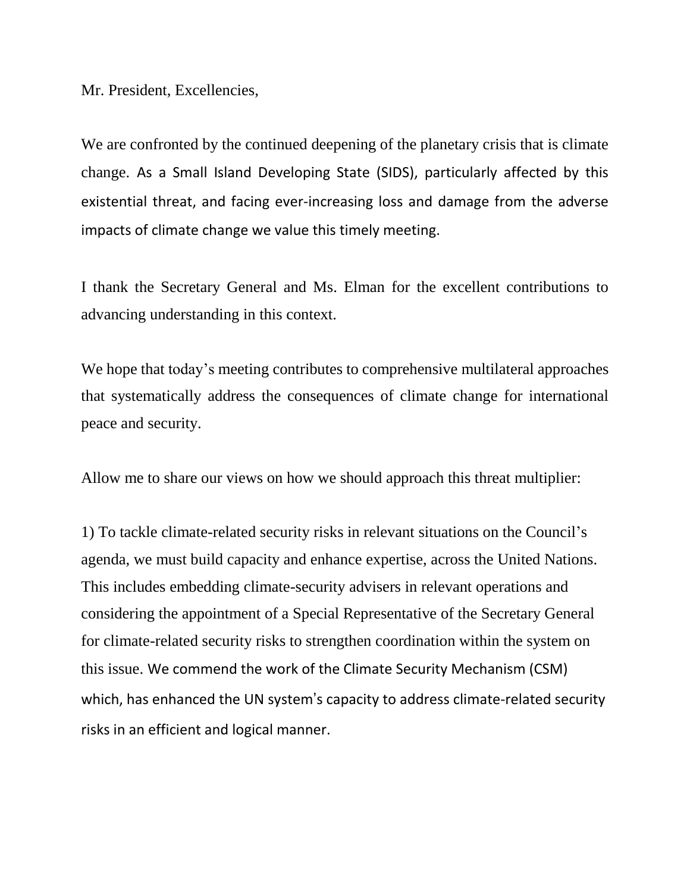Mr. President, Excellencies,

We are confronted by the continued deepening of the planetary crisis that is climate change. As a Small Island Developing State (SIDS), particularly affected by this existential threat, and facing ever-increasing loss and damage from the adverse impacts of climate change we value this timely meeting.

I thank the Secretary General and Ms. Elman for the excellent contributions to advancing understanding in this context.

We hope that today's meeting contributes to comprehensive multilateral approaches that systematically address the consequences of climate change for international peace and security.

Allow me to share our views on how we should approach this threat multiplier:

1) To tackle climate-related security risks in relevant situations on the Council's agenda, we must build capacity and enhance expertise, across the United Nations. This includes embedding climate-security advisers in relevant operations and considering the appointment of a Special Representative of the Secretary General for climate-related security risks to strengthen coordination within the system on this issue. We commend the work of the Climate Security Mechanism (CSM) which, has enhanced the UN system's capacity to address climate-related security risks in an efficient and logical manner.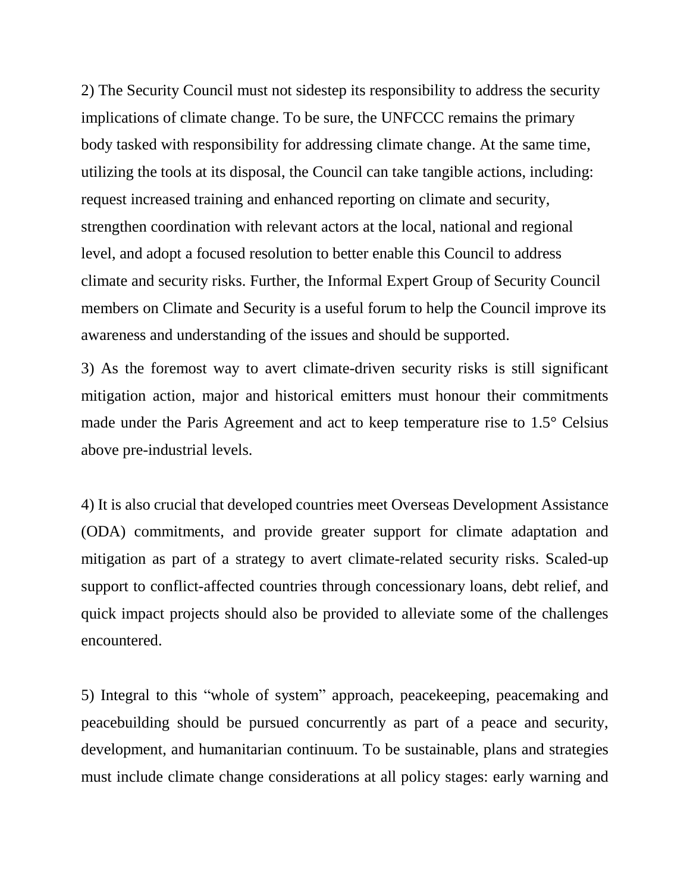2) The Security Council must not sidestep its responsibility to address the security implications of climate change. To be sure, the UNFCCC remains the primary body tasked with responsibility for addressing climate change. At the same time, utilizing the tools at its disposal, the Council can take tangible actions, including: request increased training and enhanced reporting on climate and security, strengthen coordination with relevant actors at the local, national and regional level, and adopt a focused resolution to better enable this Council to address climate and security risks. Further, the Informal Expert Group of Security Council members on Climate and Security is a useful forum to help the Council improve its awareness and understanding of the issues and should be supported.

3) As the foremost way to avert climate-driven security risks is still significant mitigation action, major and historical emitters must honour their commitments made under the Paris Agreement and act to keep temperature rise to 1.5° Celsius above pre-industrial levels.

4) It is also crucial that developed countries meet Overseas Development Assistance (ODA) commitments, and provide greater support for climate adaptation and mitigation as part of a strategy to avert climate-related security risks. Scaled-up support to conflict-affected countries through concessionary loans, debt relief, and quick impact projects should also be provided to alleviate some of the challenges encountered.

5) Integral to this "whole of system" approach, peacekeeping, peacemaking and peacebuilding should be pursued concurrently as part of a peace and security, development, and humanitarian continuum. To be sustainable, plans and strategies must include climate change considerations at all policy stages: early warning and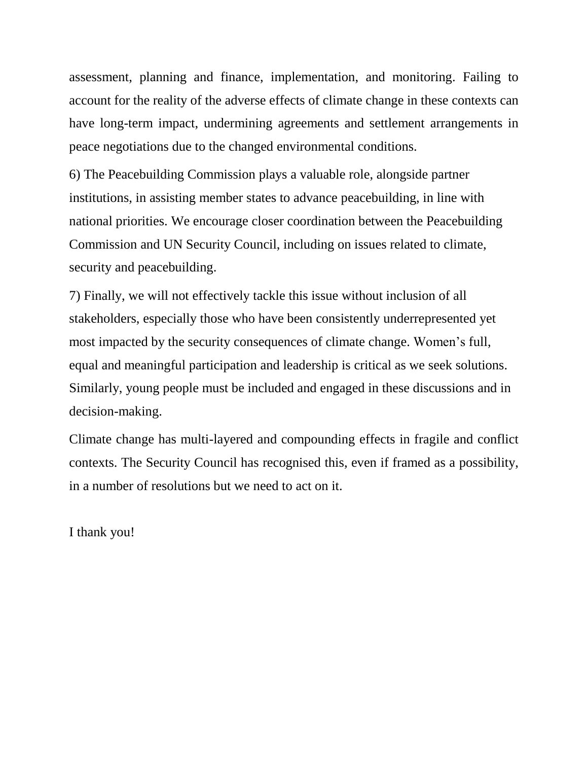assessment, planning and finance, implementation, and monitoring. Failing to account for the reality of the adverse effects of climate change in these contexts can have long-term impact, undermining agreements and settlement arrangements in peace negotiations due to the changed environmental conditions.

6) The Peacebuilding Commission plays a valuable role, alongside partner institutions, in assisting member states to advance peacebuilding, in line with national priorities. We encourage closer coordination between the Peacebuilding Commission and UN Security Council, including on issues related to climate, security and peacebuilding.

7) Finally, we will not effectively tackle this issue without inclusion of all stakeholders, especially those who have been consistently underrepresented yet most impacted by the security consequences of climate change. Women's full, equal and meaningful participation and leadership is critical as we seek solutions. Similarly, young people must be included and engaged in these discussions and in decision-making.

Climate change has multi-layered and compounding effects in fragile and conflict contexts. The Security Council has recognised this, even if framed as a possibility, in a number of resolutions but we need to act on it.

I thank you!